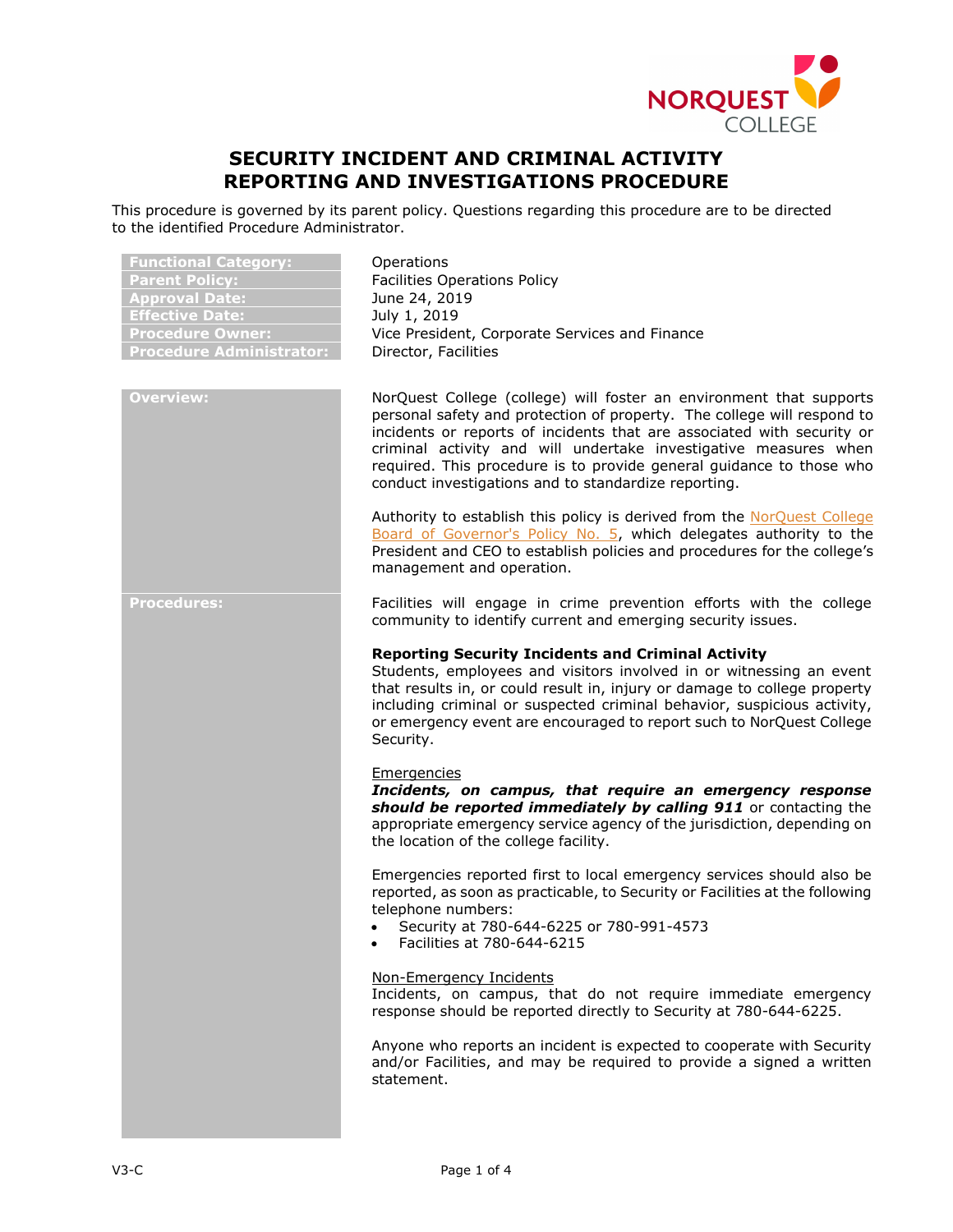# SECURITY INCIDENT AND CRIMINAL ACTIVITY REPORTING AND INVESTIGATIONS PROCEDURE

This procedure is governed by its parent policy. Questions regarding this procedure are to be directed to the identified Procedure Administrator.

| | |
|---|---|
| **Functional Category:** | Operations |
| **Parent Policy:** | Facilities Operations Policy |
| **Approval Date:** | June 24, 2019 |
| **Effective Date:** | July 1, 2019 |
| **Procedure Owner:** | Vice President, Corporate Services and Finance |
| **Procedure Administrator:** | Director, Facilities |

## Overview:

NorQuest College (college) will foster an environment that supports personal safety and protection of property. The college will respond to incidents or reports of incidents that are associated with security or criminal activity and will undertake investigative measures when required. This procedure is to provide general guidance to those who conduct investigations and to standardize reporting.

Authority to establish this policy is derived from the NorQuest College Board of Governor's Policy No. 5, which delegates authority to the President and CEO to establish policies and procedures for the college's management and operation.

## Procedures:

Facilities will engage in crime prevention efforts with the college community to identify current and emerging security issues.

**Reporting Security Incidents and Criminal Activity**

Students, employees and visitors involved in or witnessing an event that results in, or could result in, injury or damage to college property including criminal or suspected criminal behavior, suspicious activity, or emergency event are encouraged to report such to NorQuest College Security.

Emergencies

***Incidents, on campus, that require an emergency response should be reported immediately by calling 911*** or contacting the appropriate emergency service agency of the jurisdiction, depending on the location of the college facility.

Emergencies reported first to local emergency services should also be reported, as soon as practicable, to Security or Facilities at the following telephone numbers:

- Security at 780-644-6225 or 780-991-4573
- Facilities at 780-644-6215

Non-Emergency Incidents

Incidents, on campus, that do not require immediate emergency response should be reported directly to Security at 780-644-6225.

Anyone who reports an incident is expected to cooperate with Security and/or Facilities, and may be required to provide a signed a written statement.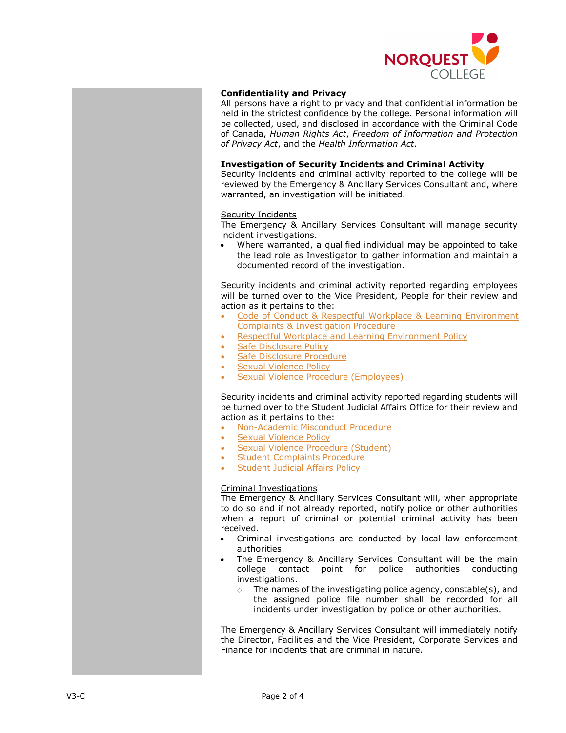**Confidentiality and Privacy**

All persons have a right to privacy and that confidential information be held in the strictest confidence by the college. Personal information will be collected, used, and disclosed in accordance with the Criminal Code of Canada, *Human Rights Act*, *Freedom of Information and Protection of Privacy Act*, and the *Health Information Act*.

**Investigation of Security Incidents and Criminal Activity**

Security incidents and criminal activity reported to the college will be reviewed by the Emergency & Ancillary Services Consultant and, where warranted, an investigation will be initiated.

Security Incidents

The Emergency & Ancillary Services Consultant will manage security incident investigations.

- Where warranted, a qualified individual may be appointed to take the lead role as Investigator to gather information and maintain a documented record of the investigation.

Security incidents and criminal activity reported regarding employees will be turned over to the Vice President, People for their review and action as it pertains to the:

- Code of Conduct & Respectful Workplace & Learning Environment Complaints & Investigation Procedure
- Respectful Workplace and Learning Environment Policy
- Safe Disclosure Policy
- Safe Disclosure Procedure
- Sexual Violence Policy
- Sexual Violence Procedure (Employees)

Security incidents and criminal activity reported regarding students will be turned over to the Student Judicial Affairs Office for their review and action as it pertains to the:

- Non-Academic Misconduct Procedure
- Sexual Violence Policy
- Sexual Violence Procedure (Student)
- Student Complaints Procedure
- Student Judicial Affairs Policy

Criminal Investigations

The Emergency & Ancillary Services Consultant will, when appropriate to do so and if not already reported, notify police or other authorities when a report of criminal or potential criminal activity has been received.

- Criminal investigations are conducted by local law enforcement authorities.
- The Emergency & Ancillary Services Consultant will be the main college contact point for police authorities conducting investigations.
  - The names of the investigating police agency, constable(s), and the assigned police file number shall be recorded for all incidents under investigation by police or other authorities.

The Emergency & Ancillary Services Consultant will immediately notify the Director, Facilities and the Vice President, Corporate Services and Finance for incidents that are criminal in nature.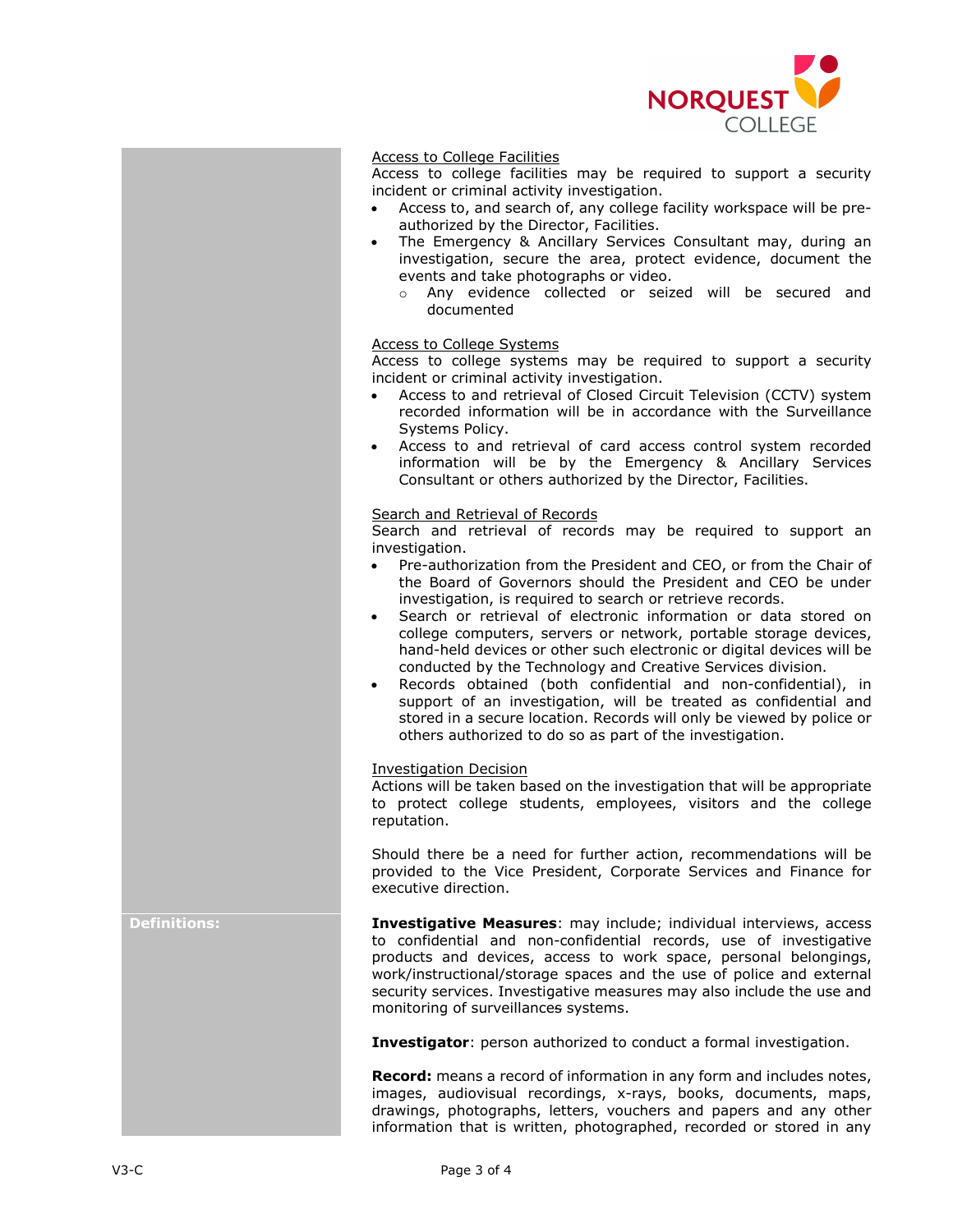Access to College Facilities

Access to college facilities may be required to support a security incident or criminal activity investigation.

- Access to, and search of, any college facility workspace will be pre-authorized by the Director, Facilities.
- The Emergency & Ancillary Services Consultant may, during an investigation, secure the area, protect evidence, document the events and take photographs or video.
  - Any evidence collected or seized will be secured and documented

Access to College Systems

Access to college systems may be required to support a security incident or criminal activity investigation.

- Access to and retrieval of Closed Circuit Television (CCTV) system recorded information will be in accordance with the Surveillance Systems Policy.
- Access to and retrieval of card access control system recorded information will be by the Emergency & Ancillary Services Consultant or others authorized by the Director, Facilities.

Search and Retrieval of Records

Search and retrieval of records may be required to support an investigation.

- Pre-authorization from the President and CEO, or from the Chair of the Board of Governors should the President and CEO be under investigation, is required to search or retrieve records.
- Search or retrieval of electronic information or data stored on college computers, servers or network, portable storage devices, hand-held devices or other such electronic or digital devices will be conducted by the Technology and Creative Services division.
- Records obtained (both confidential and non-confidential), in support of an investigation, will be treated as confidential and stored in a secure location. Records will only be viewed by police or others authorized to do so as part of the investigation.

Investigation Decision

Actions will be taken based on the investigation that will be appropriate to protect college students, employees, visitors and the college reputation.

Should there be a need for further action, recommendations will be provided to the Vice President, Corporate Services and Finance for executive direction.

**Definitions:**

**Investigative Measures**: may include; individual interviews, access to confidential and non-confidential records, use of investigative products and devices, access to work space, personal belongings, work/instructional/storage spaces and the use of police and external security services. Investigative measures may also include the use and monitoring of surveillances systems.

**Investigator**: person authorized to conduct a formal investigation.

**Record:** means a record of information in any form and includes notes, images, audiovisual recordings, x-rays, books, documents, maps, drawings, photographs, letters, vouchers and papers and any other information that is written, photographed, recorded or stored in any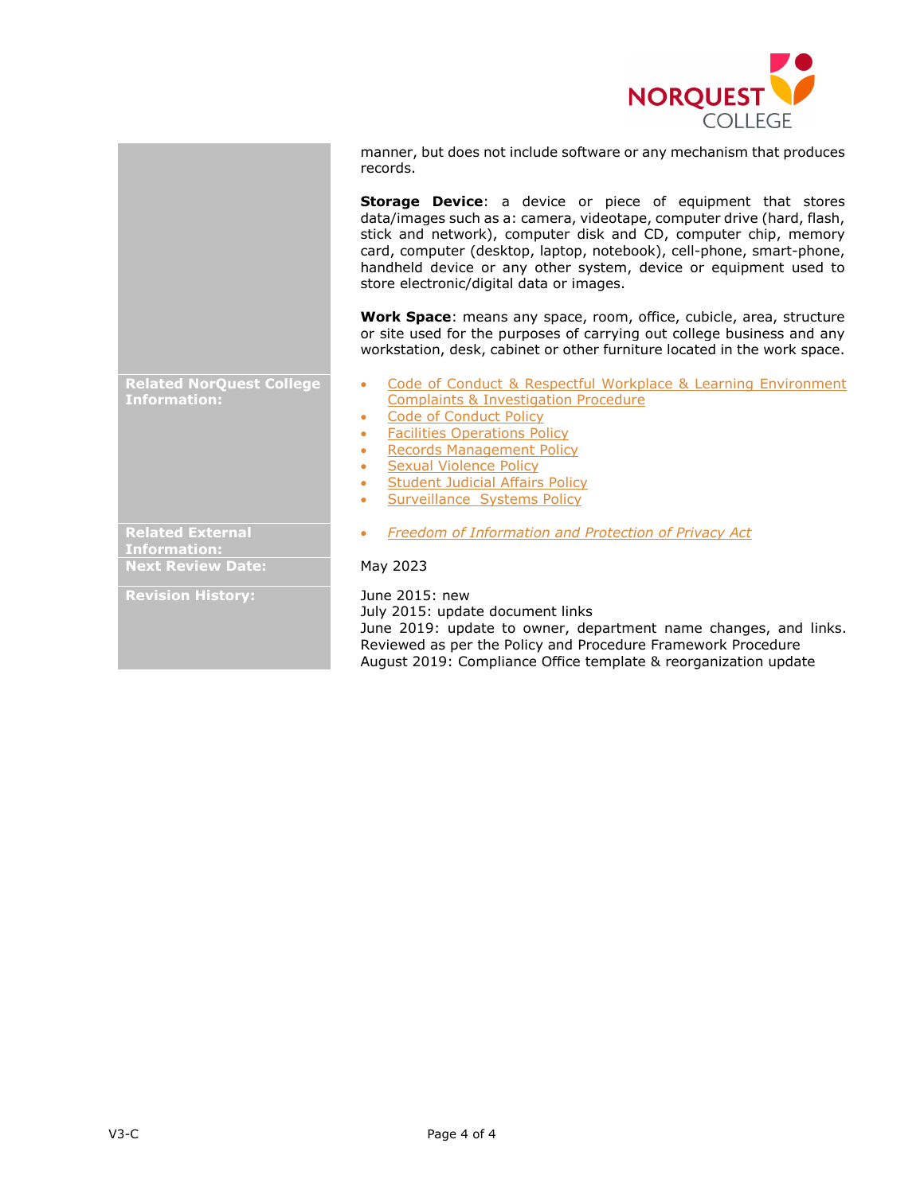| | |
|---|---|
| | manner, but does not include software or any mechanism that produces records.<br><br>**Storage Device**: a device or piece of equipment that stores data/images such as a: camera, videotape, computer drive (hard, flash, stick and network), computer disk and CD, computer chip, memory card, computer (desktop, laptop, notebook), cell-phone, smart-phone, handheld device or any other system, device or equipment used to store electronic/digital data or images.<br><br>**Work Space**: means any space, room, office, cubicle, area, structure or site used for the purposes of carrying out college business and any workstation, desk, cabinet or other furniture located in the work space. |
| **Related NorQuest College Information:** | • Code of Conduct & Respectful Workplace & Learning Environment Complaints & Investigation Procedure<br>• Code of Conduct Policy<br>• Facilities Operations Policy<br>• Records Management Policy<br>• Sexual Violence Policy<br>• Student Judicial Affairs Policy<br>• Surveillance Systems Policy |
| **Related External Information:** | • *Freedom of Information and Protection of Privacy Act* |
| **Next Review Date:** | May 2023 |
| **Revision History:** | June 2015: new<br>July 2015: update document links<br>June 2019: update to owner, department name changes, and links. Reviewed as per the Policy and Procedure Framework Procedure<br>August 2019: Compliance Office template & reorganization update |

V3-C